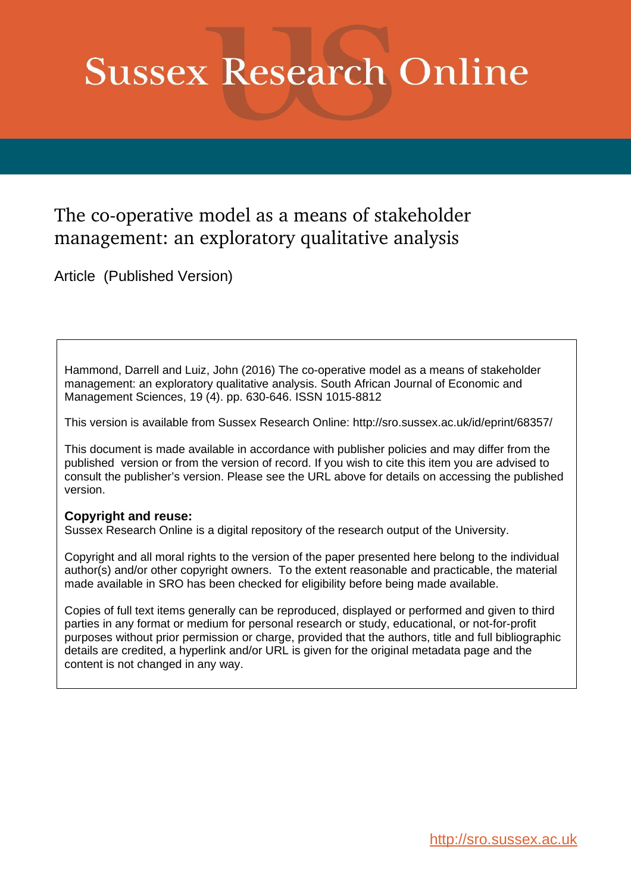# Sussex Research Online

## The co-operative model as a means of stakeholder management: an exploratory qualitative analysis

Article (Published Version)

Hammond, Darrell and Luiz, John (2016) The co-operative model as a means of stakeholder management: an exploratory qualitative analysis. South African Journal of Economic and Management Sciences, 19 (4). pp. 630-646. ISSN 1015-8812

This version is available from Sussex Research Online: http://sro.sussex.ac.uk/id/eprint/68357/

This document is made available in accordance with publisher policies and may differ from the published version or from the version of record. If you wish to cite this item you are advised to consult the publisher's version. Please see the URL above for details on accessing the published version.

**Copyright and reuse:**
Sussex Research Online is a digital repository of the research output of the University.

Copyright and all moral rights to the version of the paper presented here belong to the individual author(s) and/or other copyright owners. To the extent reasonable and practicable, the material made available in SRO has been checked for eligibility before being made available.

Copies of full text items generally can be reproduced, displayed or performed and given to third parties in any format or medium for personal research or study, educational, or not-for-profit purposes without prior permission or charge, provided that the authors, title and full bibliographic details are credited, a hyperlink and/or URL is given for the original metadata page and the content is not changed in any way.

http://sro.sussex.ac.uk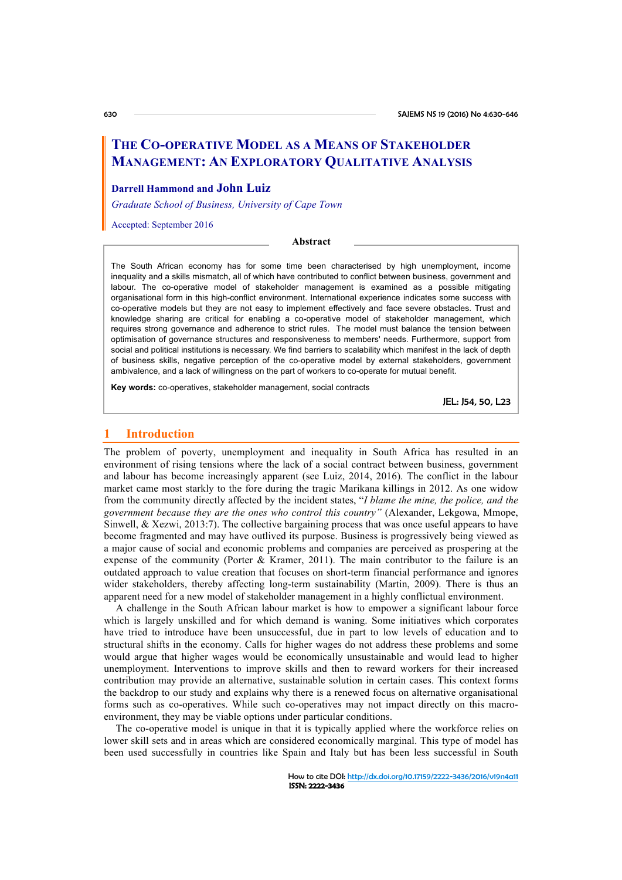# The Co-operative Model as a Means of Stakeholder Management: An Exploratory Qualitative Analysis

**Darrell Hammond and John Luiz**

*Graduate School of Business, University of Cape Town*

Accepted: September 2016

## Abstract

The South African economy has for some time been characterised by high unemployment, income inequality and a skills mismatch, all of which have contributed to conflict between business, government and labour. The co-operative model of stakeholder management is examined as a possible mitigating organisational form in this high-conflict environment. International experience indicates some success with co-operative models but they are not easy to implement effectively and face severe obstacles. Trust and knowledge sharing are critical for enabling a co-operative model of stakeholder management, which requires strong governance and adherence to strict rules. The model must balance the tension between optimisation of governance structures and responsiveness to members' needs. Furthermore, support from social and political institutions is necessary. We find barriers to scalability which manifest in the lack of depth of business skills, negative perception of the co-operative model by external stakeholders, government ambivalence, and a lack of willingness on the part of workers to co-operate for mutual benefit.

**Key words:** co-operatives, stakeholder management, social contracts

JEL: J54, 50, L23

## 1 Introduction

The problem of poverty, unemployment and inequality in South Africa has resulted in an environment of rising tensions where the lack of a social contract between business, government and labour has become increasingly apparent (see Luiz, 2014, 2016). The conflict in the labour market came most starkly to the fore during the tragic Marikana killings in 2012. As one widow from the community directly affected by the incident states, "*I blame the mine, the police, and the government because they are the ones who control this country"* (Alexander, Lekgowa, Mmope, Sinwell, & Xezwi, 2013:7). The collective bargaining process that was once useful appears to have become fragmented and may have outlived its purpose. Business is progressively being viewed as a major cause of social and economic problems and companies are perceived as prospering at the expense of the community (Porter & Kramer, 2011). The main contributor to the failure is an outdated approach to value creation that focuses on short-term financial performance and ignores wider stakeholders, thereby affecting long-term sustainability (Martin, 2009). There is thus an apparent need for a new model of stakeholder management in a highly conflictual environment.

A challenge in the South African labour market is how to empower a significant labour force which is largely unskilled and for which demand is waning. Some initiatives which corporates have tried to introduce have been unsuccessful, due in part to low levels of education and to structural shifts in the economy. Calls for higher wages do not address these problems and some would argue that higher wages would be economically unsustainable and would lead to higher unemployment. Interventions to improve skills and then to reward workers for their increased contribution may provide an alternative, sustainable solution in certain cases. This context forms the backdrop to our study and explains why there is a renewed focus on alternative organisational forms such as co-operatives. While such co-operatives may not impact directly on this macro-environment, they may be viable options under particular conditions.

The co-operative model is unique in that it is typically applied where the workforce relies on lower skill sets and in areas which are considered economically marginal. This type of model has been used successfully in countries like Spain and Italy but has been less successful in South

How to cite DOI: http://dx.doi.org/10.17159/2222-3436/2016/v19n4a11
ISSN: 2222-3436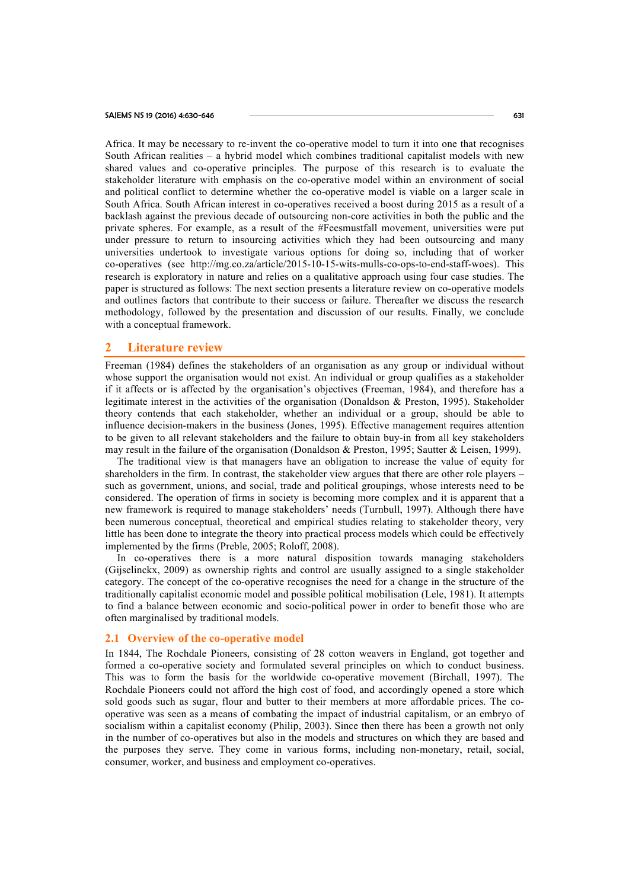Africa. It may be necessary to re-invent the co-operative model to turn it into one that recognises South African realities – a hybrid model which combines traditional capitalist models with new shared values and co-operative principles. The purpose of this research is to evaluate the stakeholder literature with emphasis on the co-operative model within an environment of social and political conflict to determine whether the co-operative model is viable on a larger scale in South Africa. South African interest in co-operatives received a boost during 2015 as a result of a backlash against the previous decade of outsourcing non-core activities in both the public and the private spheres. For example, as a result of the #Feesmustfall movement, universities were put under pressure to return to insourcing activities which they had been outsourcing and many universities undertook to investigate various options for doing so, including that of worker co-operatives (see http://mg.co.za/article/2015-10-15-wits-mulls-co-ops-to-end-staff-woes). This research is exploratory in nature and relies on a qualitative approach using four case studies. The paper is structured as follows: The next section presents a literature review on co-operative models and outlines factors that contribute to their success or failure. Thereafter we discuss the research methodology, followed by the presentation and discussion of our results. Finally, we conclude with a conceptual framework.

## 2 Literature review

Freeman (1984) defines the stakeholders of an organisation as any group or individual without whose support the organisation would not exist. An individual or group qualifies as a stakeholder if it affects or is affected by the organisation's objectives (Freeman, 1984), and therefore has a legitimate interest in the activities of the organisation (Donaldson & Preston, 1995). Stakeholder theory contends that each stakeholder, whether an individual or a group, should be able to influence decision-makers in the business (Jones, 1995). Effective management requires attention to be given to all relevant stakeholders and the failure to obtain buy-in from all key stakeholders may result in the failure of the organisation (Donaldson & Preston, 1995; Sautter & Leisen, 1999).

The traditional view is that managers have an obligation to increase the value of equity for shareholders in the firm. In contrast, the stakeholder view argues that there are other role players – such as government, unions, and social, trade and political groupings, whose interests need to be considered. The operation of firms in society is becoming more complex and it is apparent that a new framework is required to manage stakeholders' needs (Turnbull, 1997). Although there have been numerous conceptual, theoretical and empirical studies relating to stakeholder theory, very little has been done to integrate the theory into practical process models which could be effectively implemented by the firms (Preble, 2005; Roloff, 2008).

In co-operatives there is a more natural disposition towards managing stakeholders (Gijselinckx, 2009) as ownership rights and control are usually assigned to a single stakeholder category. The concept of the co-operative recognises the need for a change in the structure of the traditionally capitalist economic model and possible political mobilisation (Lele, 1981). It attempts to find a balance between economic and socio-political power in order to benefit those who are often marginalised by traditional models.

### 2.1 Overview of the co-operative model

In 1844, The Rochdale Pioneers, consisting of 28 cotton weavers in England, got together and formed a co-operative society and formulated several principles on which to conduct business. This was to form the basis for the worldwide co-operative movement (Birchall, 1997). The Rochdale Pioneers could not afford the high cost of food, and accordingly opened a store which sold goods such as sugar, flour and butter to their members at more affordable prices. The co-operative was seen as a means of combating the impact of industrial capitalism, or an embryo of socialism within a capitalist economy (Philip, 2003). Since then there has been a growth not only in the number of co-operatives but also in the models and structures on which they are based and the purposes they serve. They come in various forms, including non-monetary, retail, social, consumer, worker, and business and employment co-operatives.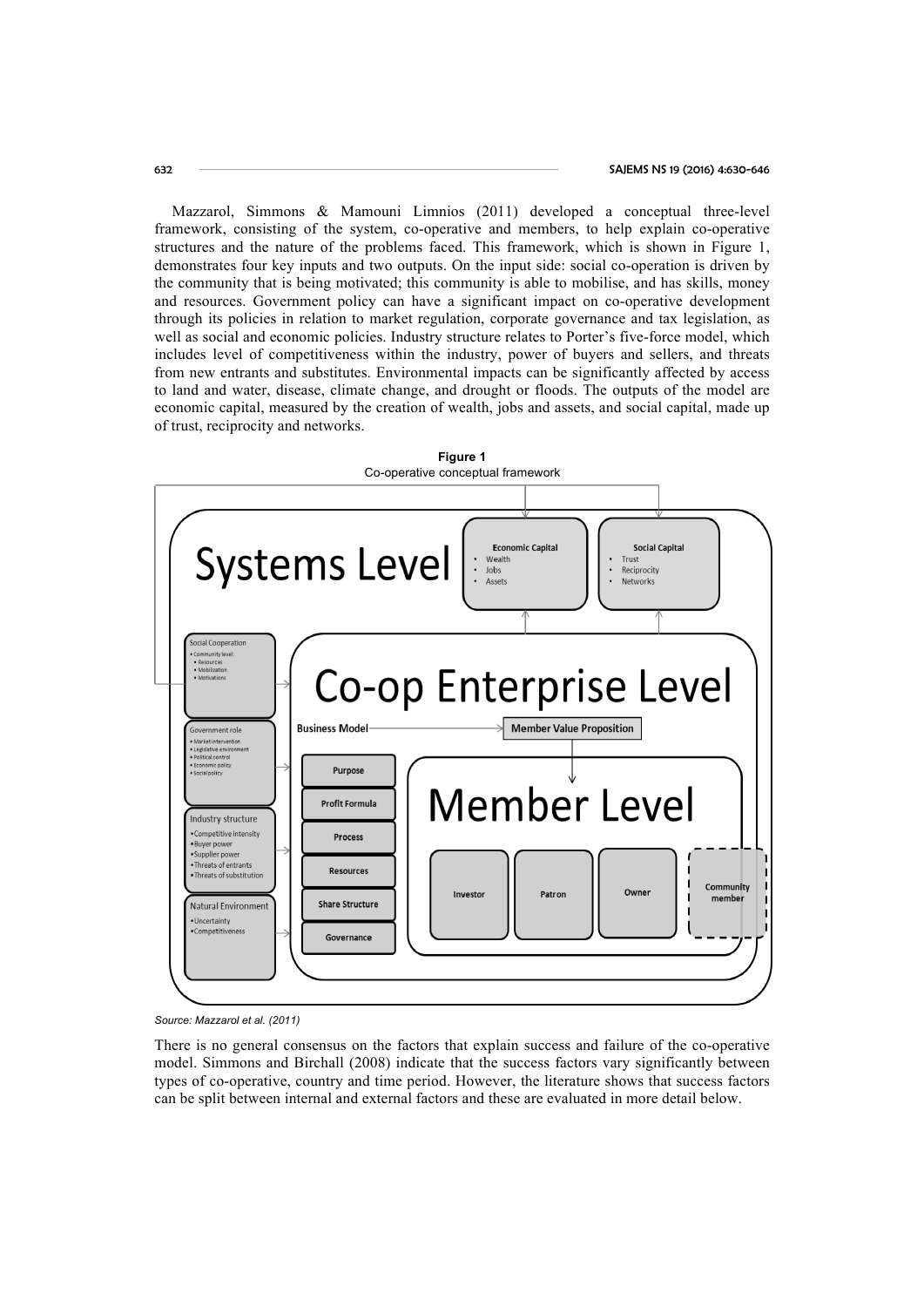Mazzarol, Simmons & Mamouni Limnios (2011) developed a conceptual three-level framework, consisting of the system, co-operative and members, to help explain co-operative structures and the nature of the problems faced. This framework, which is shown in Figure 1, demonstrates four key inputs and two outputs. On the input side: social co-operation is driven by the community that is being motivated; this community is able to mobilise, and has skills, money and resources. Government policy can have a significant impact on co-operative development through its policies in relation to market regulation, corporate governance and tax legislation, as well as social and economic policies. Industry structure relates to Porter's five-force model, which includes level of competitiveness within the industry, power of buyers and sellers, and threats from new entrants and substitutes. Environmental impacts can be significantly affected by access to land and water, disease, climate change, and drought or floods. The outputs of the model are economic capital, measured by the creation of wealth, jobs and assets, and social capital, made up of trust, reciprocity and networks.

**Figure 1**
Co-operative conceptual framework

*Source: Mazzarol et al. (2011)*

There is no general consensus on the factors that explain success and failure of the co-operative model. Simmons and Birchall (2008) indicate that the success factors vary significantly between types of co-operative, country and time period. However, the literature shows that success factors can be split between internal and external factors and these are evaluated in more detail below.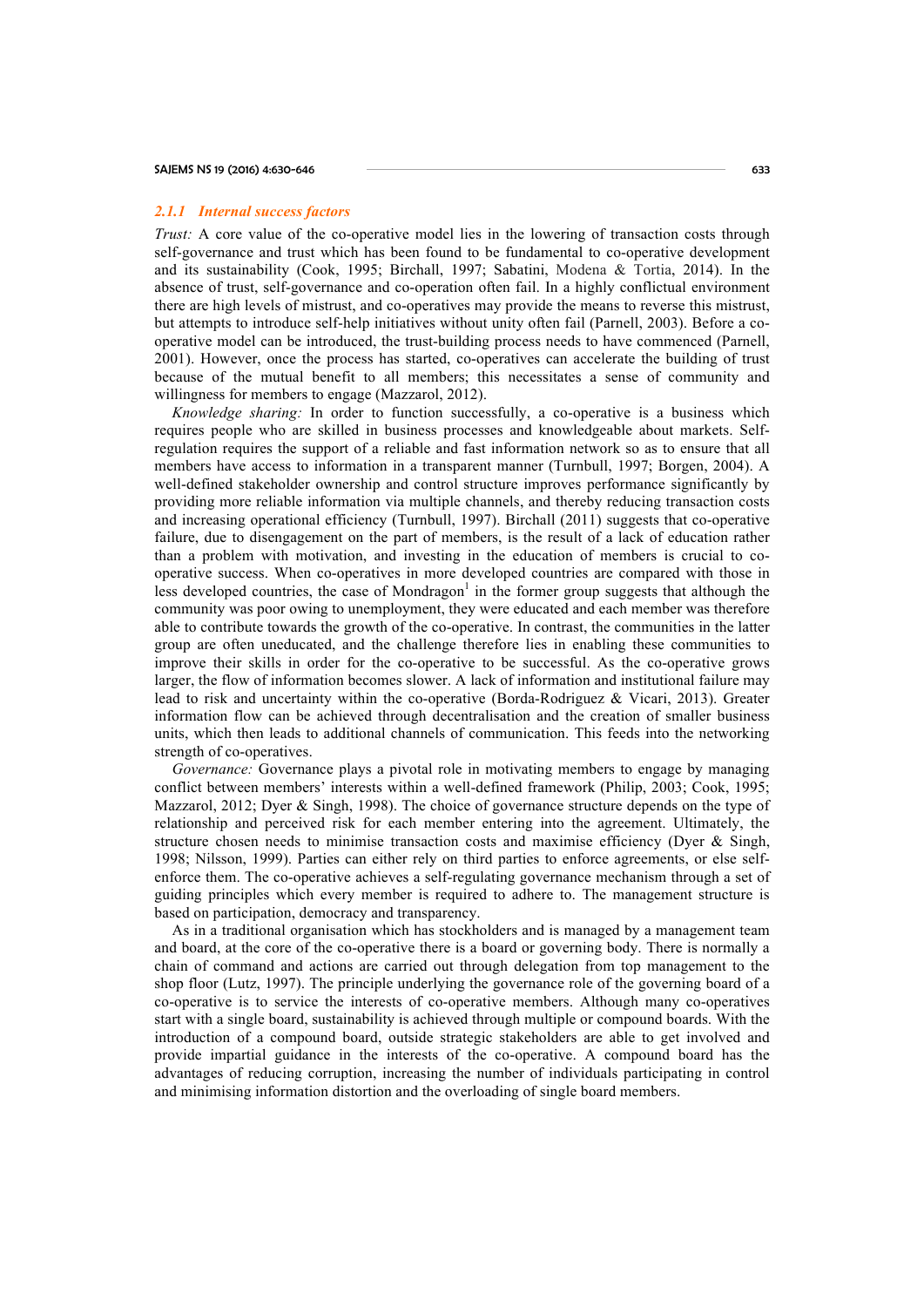### 2.1.1 *Internal success factors*

*Trust:* A core value of the co-operative model lies in the lowering of transaction costs through self-governance and trust which has been found to be fundamental to co-operative development and its sustainability (Cook, 1995; Birchall, 1997; Sabatini, Modena & Tortia, 2014). In the absence of trust, self-governance and co-operation often fail. In a highly conflictual environment there are high levels of mistrust, and co-operatives may provide the means to reverse this mistrust, but attempts to introduce self-help initiatives without unity often fail (Parnell, 2003). Before a co-operative model can be introduced, the trust-building process needs to have commenced (Parnell, 2001). However, once the process has started, co-operatives can accelerate the building of trust because of the mutual benefit to all members; this necessitates a sense of community and willingness for members to engage (Mazzarol, 2012).

*Knowledge sharing:* In order to function successfully, a co-operative is a business which requires people who are skilled in business processes and knowledgeable about markets. Self-regulation requires the support of a reliable and fast information network so as to ensure that all members have access to information in a transparent manner (Turnbull, 1997; Borgen, 2004). A well-defined stakeholder ownership and control structure improves performance significantly by providing more reliable information via multiple channels, and thereby reducing transaction costs and increasing operational efficiency (Turnbull, 1997). Birchall (2011) suggests that co-operative failure, due to disengagement on the part of members, is the result of a lack of education rather than a problem with motivation, and investing in the education of members is crucial to co-operative success. When co-operatives in more developed countries are compared with those in less developed countries, the case of Mondragon[1] in the former group suggests that although the community was poor owing to unemployment, they were educated and each member was therefore able to contribute towards the growth of the co-operative. In contrast, the communities in the latter group are often uneducated, and the challenge therefore lies in enabling these communities to improve their skills in order for the co-operative to be successful. As the co-operative grows larger, the flow of information becomes slower. A lack of information and institutional failure may lead to risk and uncertainty within the co-operative (Borda-Rodriguez & Vicari, 2013). Greater information flow can be achieved through decentralisation and the creation of smaller business units, which then leads to additional channels of communication. This feeds into the networking strength of co-operatives.

*Governance:* Governance plays a pivotal role in motivating members to engage by managing conflict between members' interests within a well-defined framework (Philip, 2003; Cook, 1995; Mazzarol, 2012; Dyer & Singh, 1998). The choice of governance structure depends on the type of relationship and perceived risk for each member entering into the agreement. Ultimately, the structure chosen needs to minimise transaction costs and maximise efficiency (Dyer & Singh, 1998; Nilsson, 1999). Parties can either rely on third parties to enforce agreements, or else self-enforce them. The co-operative achieves a self-regulating governance mechanism through a set of guiding principles which every member is required to adhere to. The management structure is based on participation, democracy and transparency.

As in a traditional organisation which has stockholders and is managed by a management team and board, at the core of the co-operative there is a board or governing body. There is normally a chain of command and actions are carried out through delegation from top management to the shop floor (Lutz, 1997). The principle underlying the governance role of the governing board of a co-operative is to service the interests of co-operative members. Although many co-operatives start with a single board, sustainability is achieved through multiple or compound boards. With the introduction of a compound board, outside strategic stakeholders are able to get involved and provide impartial guidance in the interests of the co-operative. A compound board has the advantages of reducing corruption, increasing the number of individuals participating in control and minimising information distortion and the overloading of single board members.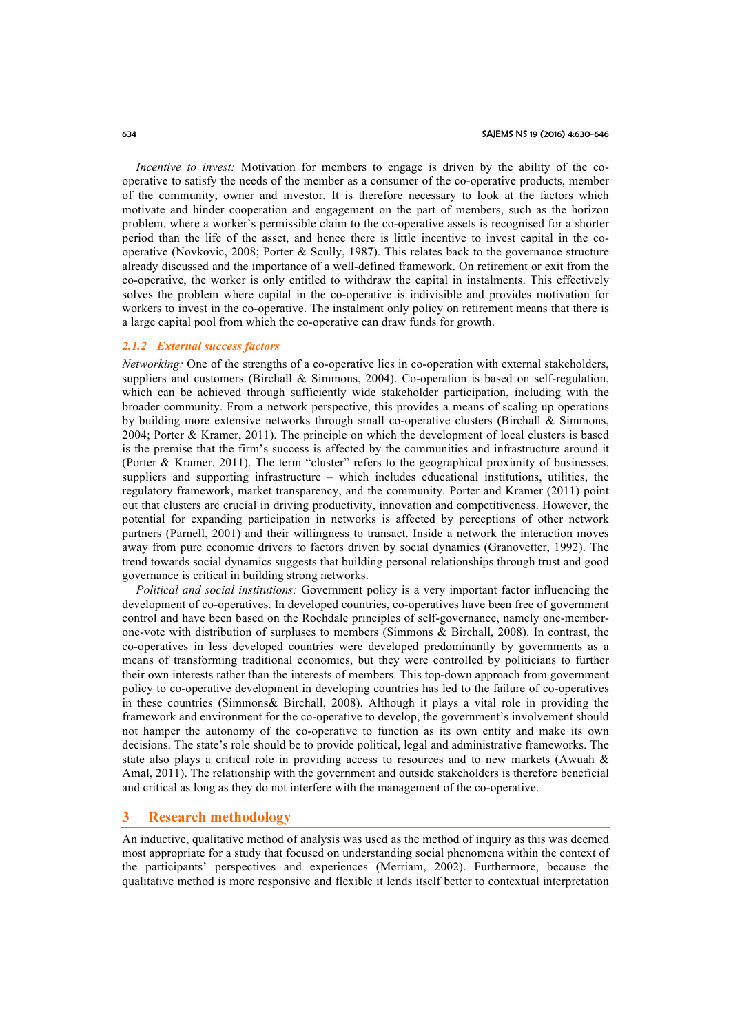*Incentive to invest:* Motivation for members to engage is driven by the ability of the co-operative to satisfy the needs of the member as a consumer of the co-operative products, member of the community, owner and investor. It is therefore necessary to look at the factors which motivate and hinder cooperation and engagement on the part of members, such as the horizon problem, where a worker's permissible claim to the co-operative assets is recognised for a shorter period than the life of the asset, and hence there is little incentive to invest capital in the co-operative (Novkovic, 2008; Porter & Scully, 1987). This relates back to the governance structure already discussed and the importance of a well-defined framework. On retirement or exit from the co-operative, the worker is only entitled to withdraw the capital in instalments. This effectively solves the problem where capital in the co-operative is indivisible and provides motivation for workers to invest in the co-operative. The instalment only policy on retirement means that there is a large capital pool from which the co-operative can draw funds for growth.

### *2.1.2 External success factors*

*Networking:* One of the strengths of a co-operative lies in co-operation with external stakeholders, suppliers and customers (Birchall & Simmons, 2004). Co-operation is based on self-regulation, which can be achieved through sufficiently wide stakeholder participation, including with the broader community. From a network perspective, this provides a means of scaling up operations by building more extensive networks through small co-operative clusters (Birchall & Simmons, 2004; Porter & Kramer, 2011). The principle on which the development of local clusters is based is the premise that the firm's success is affected by the communities and infrastructure around it (Porter & Kramer, 2011). The term "cluster" refers to the geographical proximity of businesses, suppliers and supporting infrastructure – which includes educational institutions, utilities, the regulatory framework, market transparency, and the community. Porter and Kramer (2011) point out that clusters are crucial in driving productivity, innovation and competitiveness. However, the potential for expanding participation in networks is affected by perceptions of other network partners (Parnell, 2001) and their willingness to transact. Inside a network the interaction moves away from pure economic drivers to factors driven by social dynamics (Granovetter, 1992). The trend towards social dynamics suggests that building personal relationships through trust and good governance is critical in building strong networks.

*Political and social institutions:* Government policy is a very important factor influencing the development of co-operatives. In developed countries, co-operatives have been free of government control and have been based on the Rochdale principles of self-governance, namely one-member-one-vote with distribution of surpluses to members (Simmons & Birchall, 2008). In contrast, the co-operatives in less developed countries were developed predominantly by governments as a means of transforming traditional economies, but they were controlled by politicians to further their own interests rather than the interests of members. This top-down approach from government policy to co-operative development in developing countries has led to the failure of co-operatives in these countries (Simmons& Birchall, 2008). Although it plays a vital role in providing the framework and environment for the co-operative to develop, the government's involvement should not hamper the autonomy of the co-operative to function as its own entity and make its own decisions. The state's role should be to provide political, legal and administrative frameworks. The state also plays a critical role in providing access to resources and to new markets (Awuah & Amal, 2011). The relationship with the government and outside stakeholders is therefore beneficial and critical as long as they do not interfere with the management of the co-operative.

## 3 Research methodology

An inductive, qualitative method of analysis was used as the method of inquiry as this was deemed most appropriate for a study that focused on understanding social phenomena within the context of the participants' perspectives and experiences (Merriam, 2002). Furthermore, because the qualitative method is more responsive and flexible it lends itself better to contextual interpretation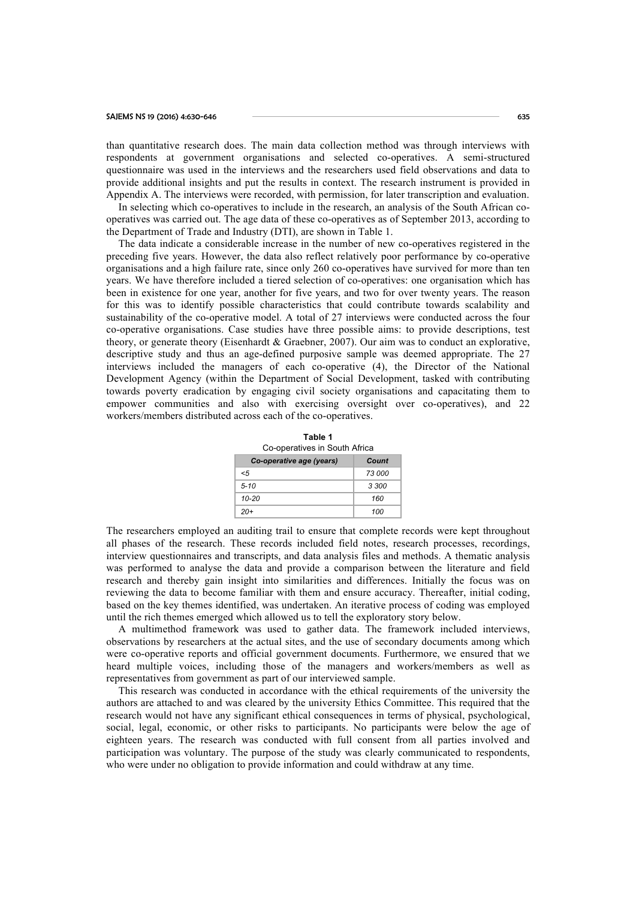than quantitative research does. The main data collection method was through interviews with respondents at government organisations and selected co-operatives. A semi-structured questionnaire was used in the interviews and the researchers used field observations and data to provide additional insights and put the results in context. The research instrument is provided in Appendix A. The interviews were recorded, with permission, for later transcription and evaluation.

In selecting which co-operatives to include in the research, an analysis of the South African co-operatives was carried out. The age data of these co-operatives as of September 2013, according to the Department of Trade and Industry (DTI), are shown in Table 1.

The data indicate a considerable increase in the number of new co-operatives registered in the preceding five years. However, the data also reflect relatively poor performance by co-operative organisations and a high failure rate, since only 260 co-operatives have survived for more than ten years. We have therefore included a tiered selection of co-operatives: one organisation which has been in existence for one year, another for five years, and two for over twenty years. The reason for this was to identify possible characteristics that could contribute towards scalability and sustainability of the co-operative model. A total of 27 interviews were conducted across the four co-operative organisations. Case studies have three possible aims: to provide descriptions, test theory, or generate theory (Eisenhardt & Graebner, 2007). Our aim was to conduct an explorative, descriptive study and thus an age-defined purposive sample was deemed appropriate. The 27 interviews included the managers of each co-operative (4), the Director of the National Development Agency (within the Department of Social Development, tasked with contributing towards poverty eradication by engaging civil society organisations and capacitating them to empower communities and also with exercising oversight over co-operatives), and 22 workers/members distributed across each of the co-operatives.

**Table 1**
Co-operatives in South Africa

| *Co-operative age (years)* | *Count* |
|---|---|
| *<5* | *73 000* |
| *5-10* | *3 300* |
| *10-20* | *160* |
| *20+* | *100* |

The researchers employed an auditing trail to ensure that complete records were kept throughout all phases of the research. These records included field notes, research processes, recordings, interview questionnaires and transcripts, and data analysis files and methods. A thematic analysis was performed to analyse the data and provide a comparison between the literature and field research and thereby gain insight into similarities and differences. Initially the focus was on reviewing the data to become familiar with them and ensure accuracy. Thereafter, initial coding, based on the key themes identified, was undertaken. An iterative process of coding was employed until the rich themes emerged which allowed us to tell the exploratory story below.

A multimethod framework was used to gather data. The framework included interviews, observations by researchers at the actual sites, and the use of secondary documents among which were co-operative reports and official government documents. Furthermore, we ensured that we heard multiple voices, including those of the managers and workers/members as well as representatives from government as part of our interviewed sample.

This research was conducted in accordance with the ethical requirements of the university the authors are attached to and was cleared by the university Ethics Committee. This required that the research would not have any significant ethical consequences in terms of physical, psychological, social, legal, economic, or other risks to participants. No participants were below the age of eighteen years. The research was conducted with full consent from all parties involved and participation was voluntary. The purpose of the study was clearly communicated to respondents, who were under no obligation to provide information and could withdraw at any time.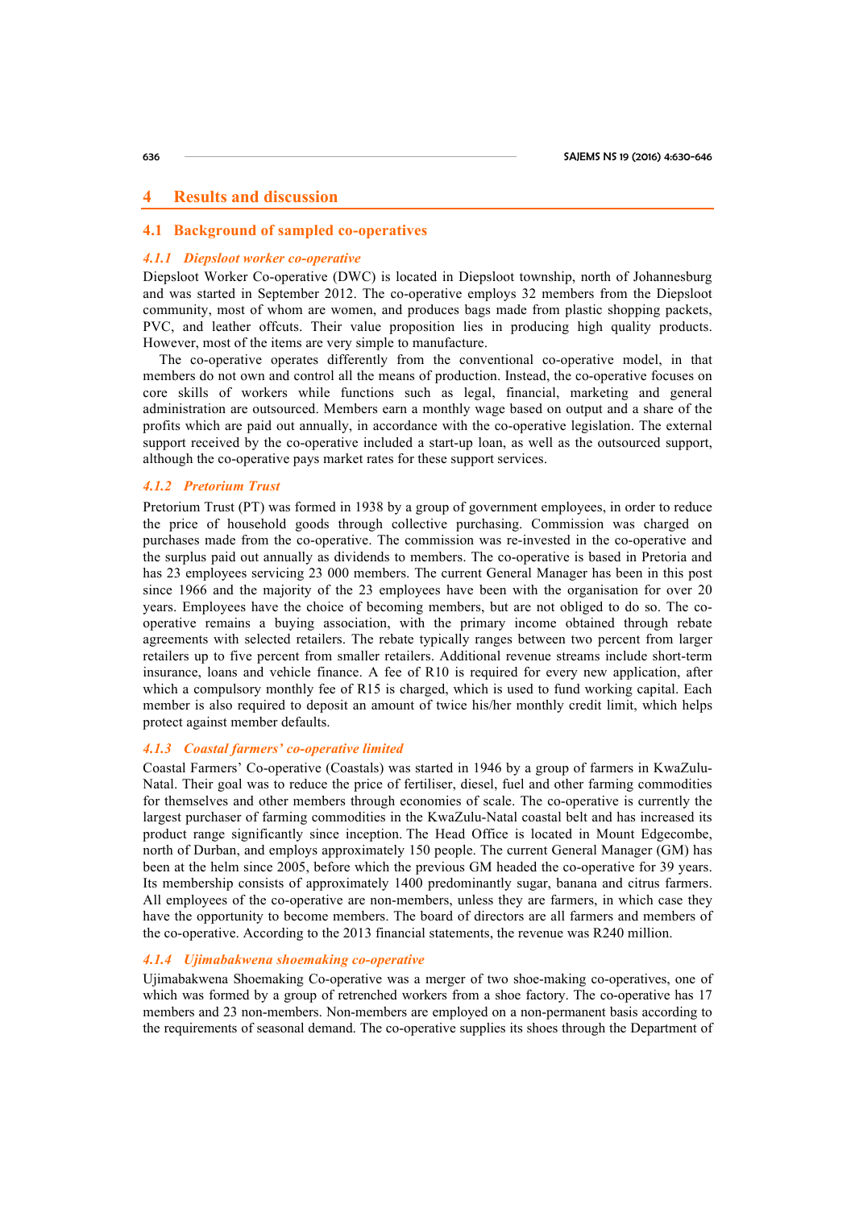## 4 Results and discussion

### 4.1 Background of sampled co-operatives

#### *4.1.1 Diepsloot worker co-operative*

Diepsloot Worker Co-operative (DWC) is located in Diepsloot township, north of Johannesburg and was started in September 2012. The co-operative employs 32 members from the Diepsloot community, most of whom are women, and produces bags made from plastic shopping packets, PVC, and leather offcuts. Their value proposition lies in producing high quality products. However, most of the items are very simple to manufacture.

The co-operative operates differently from the conventional co-operative model, in that members do not own and control all the means of production. Instead, the co-operative focuses on core skills of workers while functions such as legal, financial, marketing and general administration are outsourced. Members earn a monthly wage based on output and a share of the profits which are paid out annually, in accordance with the co-operative legislation. The external support received by the co-operative included a start-up loan, as well as the outsourced support, although the co-operative pays market rates for these support services.

#### *4.1.2 Pretorium Trust*

Pretorium Trust (PT) was formed in 1938 by a group of government employees, in order to reduce the price of household goods through collective purchasing. Commission was charged on purchases made from the co-operative. The commission was re-invested in the co-operative and the surplus paid out annually as dividends to members. The co-operative is based in Pretoria and has 23 employees servicing 23 000 members. The current General Manager has been in this post since 1966 and the majority of the 23 employees have been with the organisation for over 20 years. Employees have the choice of becoming members, but are not obliged to do so. The co-operative remains a buying association, with the primary income obtained through rebate agreements with selected retailers. The rebate typically ranges between two percent from larger retailers up to five percent from smaller retailers. Additional revenue streams include short-term insurance, loans and vehicle finance. A fee of R10 is required for every new application, after which a compulsory monthly fee of R15 is charged, which is used to fund working capital. Each member is also required to deposit an amount of twice his/her monthly credit limit, which helps protect against member defaults.

#### *4.1.3 Coastal farmers' co-operative limited*

Coastal Farmers' Co-operative (Coastals) was started in 1946 by a group of farmers in KwaZulu-Natal. Their goal was to reduce the price of fertiliser, diesel, fuel and other farming commodities for themselves and other members through economies of scale. The co-operative is currently the largest purchaser of farming commodities in the KwaZulu-Natal coastal belt and has increased its product range significantly since inception. The Head Office is located in Mount Edgecombe, north of Durban, and employs approximately 150 people. The current General Manager (GM) has been at the helm since 2005, before which the previous GM headed the co-operative for 39 years. Its membership consists of approximately 1400 predominantly sugar, banana and citrus farmers. All employees of the co-operative are non-members, unless they are farmers, in which case they have the opportunity to become members. The board of directors are all farmers and members of the co-operative. According to the 2013 financial statements, the revenue was R240 million.

#### *4.1.4 Ujimabakwena shoemaking co-operative*

Ujimabakwena Shoemaking Co-operative was a merger of two shoe-making co-operatives, one of which was formed by a group of retrenched workers from a shoe factory. The co-operative has 17 members and 23 non-members. Non-members are employed on a non-permanent basis according to the requirements of seasonal demand. The co-operative supplies its shoes through the Department of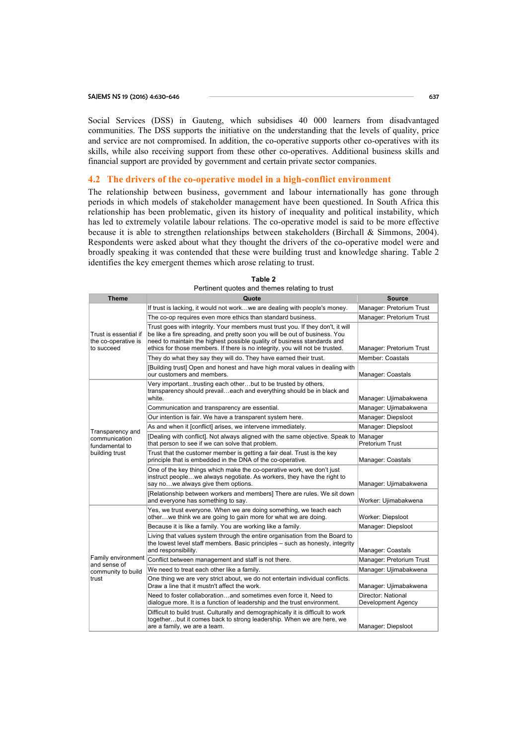Social Services (DSS) in Gauteng, which subsidises 40 000 learners from disadvantaged communities. The DSS supports the initiative on the understanding that the levels of quality, price and service are not compromised. In addition, the co-operative supports other co-operatives with its skills, while also receiving support from these other co-operatives. Additional business skills and financial support are provided by government and certain private sector companies.

## 4.2 The drivers of the co-operative model in a high-conflict environment

The relationship between business, government and labour internationally has gone through periods in which models of stakeholder management have been questioned. In South Africa this relationship has been problematic, given its history of inequality and political instability, which has led to extremely volatile labour relations. The co-operative model is said to be more effective because it is able to strengthen relationships between stakeholders (Birchall & Simmons, 2004). Respondents were asked about what they thought the drivers of the co-operative model were and broadly speaking it was contended that these were building trust and knowledge sharing. Table 2 identifies the key emergent themes which arose relating to trust.

**Table 2**
Pertinent quotes and themes relating to trust

| Theme | Quote | Source |
|---|---|---|
| Trust is essential if the co-operative is to succeed | If trust is lacking, it would not work…we are dealing with people's money. | Manager: Pretorium Trust |
| | The co-op requires even more ethics than standard business. | Manager: Pretorium Trust |
| | Trust goes with integrity. Your members must trust you. If they don't, it will be like a fire spreading, and pretty soon you will be out of business. You need to maintain the highest possible quality of business standards and ethics for those members. If there is no integrity, you will not be trusted. | Manager: Pretorium Trust |
| | They do what they say they will do. They have earned their trust. | Member: Coastals |
| | [Building trust] Open and honest and have high moral values in dealing with our customers and members. | Manager: Coastals |
| Transparency and communication fundamental to building trust | Very important...trusting each other…but to be trusted by others, transparency should prevail…each and everything should be in black and white. | Manager: Ujimabakwena |
| | Communication and transparency are essential. | Manager: Ujimabakwena |
| | Our intention is fair. We have a transparent system here. | Manager: Diepsloot |
| | As and when it [conflict] arises, we intervene immediately. | Manager: Diepsloot |
| | [Dealing with conflict]. Not always aligned with the same objective. Speak to that person to see if we can solve that problem. | Manager Pretorium Trust |
| | Trust that the customer member is getting a fair deal. Trust is the key principle that is embedded in the DNA of the co-operative. | Manager: Coastals |
| | One of the key things which make the co-operative work, we don't just instruct people…we always negotiate. As workers, they have the right to say no…we always give them options. | Manager: Ujimabakwena |
| | [Relationship between workers and members] There are rules. We sit down and everyone has something to say. | Worker: Ujimabakwena |
| Family environment and sense of community to build trust | Yes, we trust everyone. When we are doing something, we teach each other…we think we are going to gain more for what we are doing. | Worker: Diepsloot |
| | Because it is like a family. You are working like a family. | Manager: Diepsloot |
| | Living that values system through the entire organisation from the Board to the lowest level staff members. Basic principles – such as honesty, integrity and responsibility. | Manager: Coastals |
| | Conflict between management and staff is not there. | Manager: Pretorium Trust |
| | We need to treat each other like a family. | Manager: Ujimabakwena |
| | One thing we are very strict about, we do not entertain individual conflicts. Draw a line that it mustn't affect the work. | Manager: Ujimabakwena |
| | Need to foster collaboration…and sometimes even force it. Need to dialogue more. It is a function of leadership and the trust environment. | Director: National Development Agency |
| | Difficult to build trust. Culturally and demographically it is difficult to work together…but it comes back to strong leadership. When we are here, we are a family, we are a team. | Manager: Diepsloot |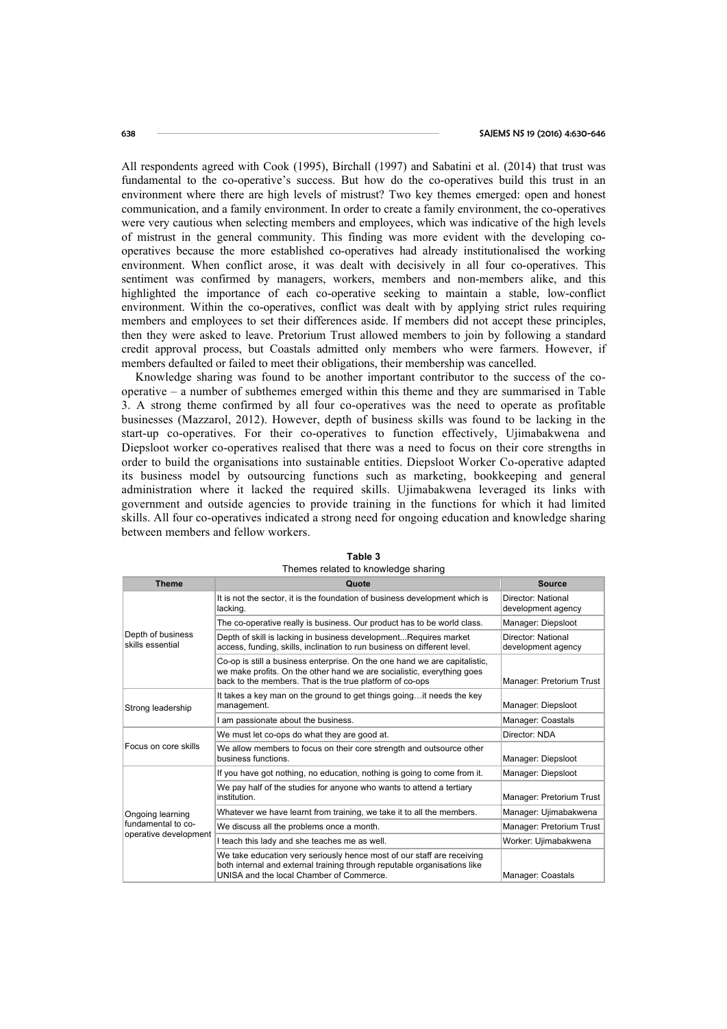All respondents agreed with Cook (1995), Birchall (1997) and Sabatini et al. (2014) that trust was fundamental to the co-operative's success. But how do the co-operatives build this trust in an environment where there are high levels of mistrust? Two key themes emerged: open and honest communication, and a family environment. In order to create a family environment, the co-operatives were very cautious when selecting members and employees, which was indicative of the high levels of mistrust in the general community. This finding was more evident with the developing co-operatives because the more established co-operatives had already institutionalised the working environment. When conflict arose, it was dealt with decisively in all four co-operatives. This sentiment was confirmed by managers, workers, members and non-members alike, and this highlighted the importance of each co-operative seeking to maintain a stable, low-conflict environment. Within the co-operatives, conflict was dealt with by applying strict rules requiring members and employees to set their differences aside. If members did not accept these principles, then they were asked to leave. Pretorium Trust allowed members to join by following a standard credit approval process, but Coastals admitted only members who were farmers. However, if members defaulted or failed to meet their obligations, their membership was cancelled.

Knowledge sharing was found to be another important contributor to the success of the co-operative – a number of subthemes emerged within this theme and they are summarised in Table 3. A strong theme confirmed by all four co-operatives was the need to operate as profitable businesses (Mazzarol, 2012). However, depth of business skills was found to be lacking in the start-up co-operatives. For their co-operatives to function effectively, Ujimabakwena and Diepsloot worker co-operatives realised that there was a need to focus on their core strengths in order to build the organisations into sustainable entities. Diepsloot Worker Co-operative adapted its business model by outsourcing functions such as marketing, bookkeeping and general administration where it lacked the required skills. Ujimabakwena leveraged its links with government and outside agencies to provide training in the functions for which it had limited skills. All four co-operatives indicated a strong need for ongoing education and knowledge sharing between members and fellow workers.

**Table 3**
Themes related to knowledge sharing

| Theme | Quote | Source |
|---|---|---|
| Depth of business skills essential | It is not the sector, it is the foundation of business development which is lacking. | Director: National development agency |
| | The co-operative really is business. Our product has to be world class. | Manager: Diepsloot |
| | Depth of skill is lacking in business development...Requires market access, funding, skills, inclination to run business on different level. | Director: National development agency |
| | Co-op is still a business enterprise. On the one hand we are capitalistic, we make profits. On the other hand we are socialistic, everything goes back to the members. That is the true platform of co-ops | Manager: Pretorium Trust |
| Strong leadership | It takes a key man on the ground to get things going…it needs the key management. | Manager: Diepsloot |
| | I am passionate about the business. | Manager: Coastals |
| Focus on core skills | We must let co-ops do what they are good at. | Director: NDA |
| | We allow members to focus on their core strength and outsource other business functions. | Manager: Diepsloot |
| Ongoing learning fundamental to co-operative development | If you have got nothing, no education, nothing is going to come from it. | Manager: Diepsloot |
| | We pay half of the studies for anyone who wants to attend a tertiary institution. | Manager: Pretorium Trust |
| | Whatever we have learnt from training, we take it to all the members. | Manager: Ujimabakwena |
| | We discuss all the problems once a month. | Manager: Pretorium Trust |
| | I teach this lady and she teaches me as well. | Worker: Ujimabakwena |
| | We take education very seriously hence most of our staff are receiving both internal and external training through reputable organisations like UNISA and the local Chamber of Commerce. | Manager: Coastals |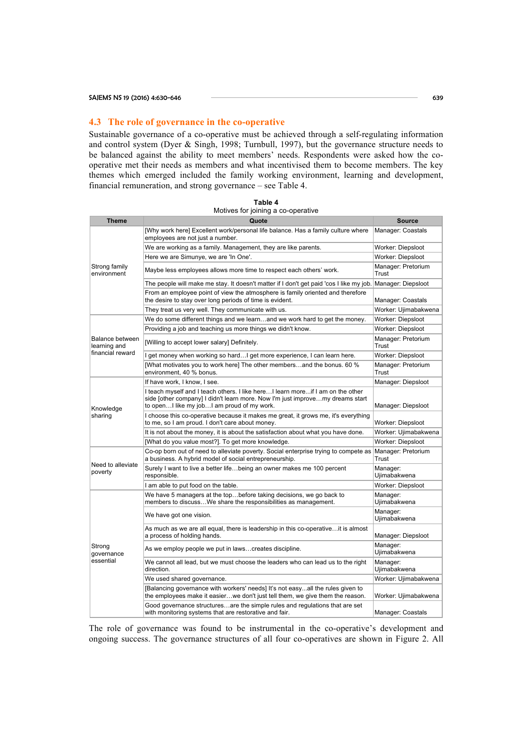### 4.3 The role of governance in the co-operative

Sustainable governance of a co-operative must be achieved through a self-regulating information and control system (Dyer & Singh, 1998; Turnbull, 1997), but the governance structure needs to be balanced against the ability to meet members' needs. Respondents were asked how the co-operative met their needs as members and what incentivised them to become members. The key themes which emerged included the family working environment, learning and development, financial remuneration, and strong governance – see Table 4.

**Table 4**
Motives for joining a co-operative

| Theme | Quote | Source |
|---|---|---|
| Strong family environment | [Why work here] Excellent work/personal life balance. Has a family culture where employees are not just a number. | Manager: Coastals |
| | We are working as a family. Management, they are like parents. | Worker: Diepsloot |
| | Here we are Simunye, we are 'In One'. | Worker: Diepsloot |
| | Maybe less employees allows more time to respect each others' work. | Manager: Pretorium Trust |
| | The people will make me stay. It doesn't matter if I don't get paid 'cos I like my job. | Manager: Diepsloot |
| | From an employee point of view the atmosphere is family oriented and therefore the desire to stay over long periods of time is evident. | Manager: Coastals |
| | They treat us very well. They communicate with us. | Worker: Ujimabakwena |
| Balance between learning and financial reward | We do some different things and we learn…and we work hard to get the money. | Worker: Diepsloot |
| | Providing a job and teaching us more things we didn't know. | Worker: Diepsloot |
| | [Willing to accept lower salary] Definitely. | Manager: Pretorium Trust |
| | I get money when working so hard…I get more experience, I can learn here. | Worker: Diepsloot |
| | [What motivates you to work here] The other members…and the bonus. 60 % environment, 40 % bonus. | Manager: Pretorium Trust |
| Knowledge sharing | If have work, I know, I see. | Manager: Diepsloot |
| | I teach myself and I teach others. I like here…I learn more...if I am on the other side [other company] I didn't learn more. Now I'm just improve…my dreams start to open…I like my job…I am proud of my work. | Manager: Diepsloot |
| | I choose this co-operative because it makes me great, it grows me, it's everything to me, so I am proud. I don't care about money. | Worker: Diepsloot |
| | It is not about the money, it is about the satisfaction about what you have done. | Worker: Ujimabakwena |
| | [What do you value most?]. To get more knowledge. | Worker: Diepsloot |
| Need to alleviate poverty | Co-op born out of need to alleviate poverty. Social enterprise trying to compete as a business. A hybrid model of social entrepreneurship. | Manager: Pretorium Trust |
| | Surely I want to live a better life…being an owner makes me 100 percent responsible. | Manager: Ujimabakwena |
| | I am able to put food on the table. | Worker: Diepsloot |
| Strong governance essential | We have 5 managers at the top…before taking decisions, we go back to members to discuss…We share the responsibilities as management. | Manager: Ujimabakwena |
| | We have got one vision. | Manager: Ujimabakwena |
| | As much as we are all equal, there is leadership in this co-operative…it is almost a process of holding hands. | Manager: Diepsloot |
| | As we employ people we put in laws…creates discipline. | Manager: Ujimabakwena |
| | We cannot all lead, but we must choose the leaders who can lead us to the right direction. | Manager: Ujimabakwena |
| | We used shared governance. | Worker: Ujimabakwena |
| | [Balancing governance with workers' needs] It's not easy...all the rules given to the employees make it easier…we don't just tell them, we give them the reason. | Worker: Ujimabakwena |
| | Good governance structures…are the simple rules and regulations that are set with monitoring systems that are restorative and fair. | Manager: Coastals |

The role of governance was found to be instrumental in the co-operative's development and ongoing success. The governance structures of all four co-operatives are shown in Figure 2. All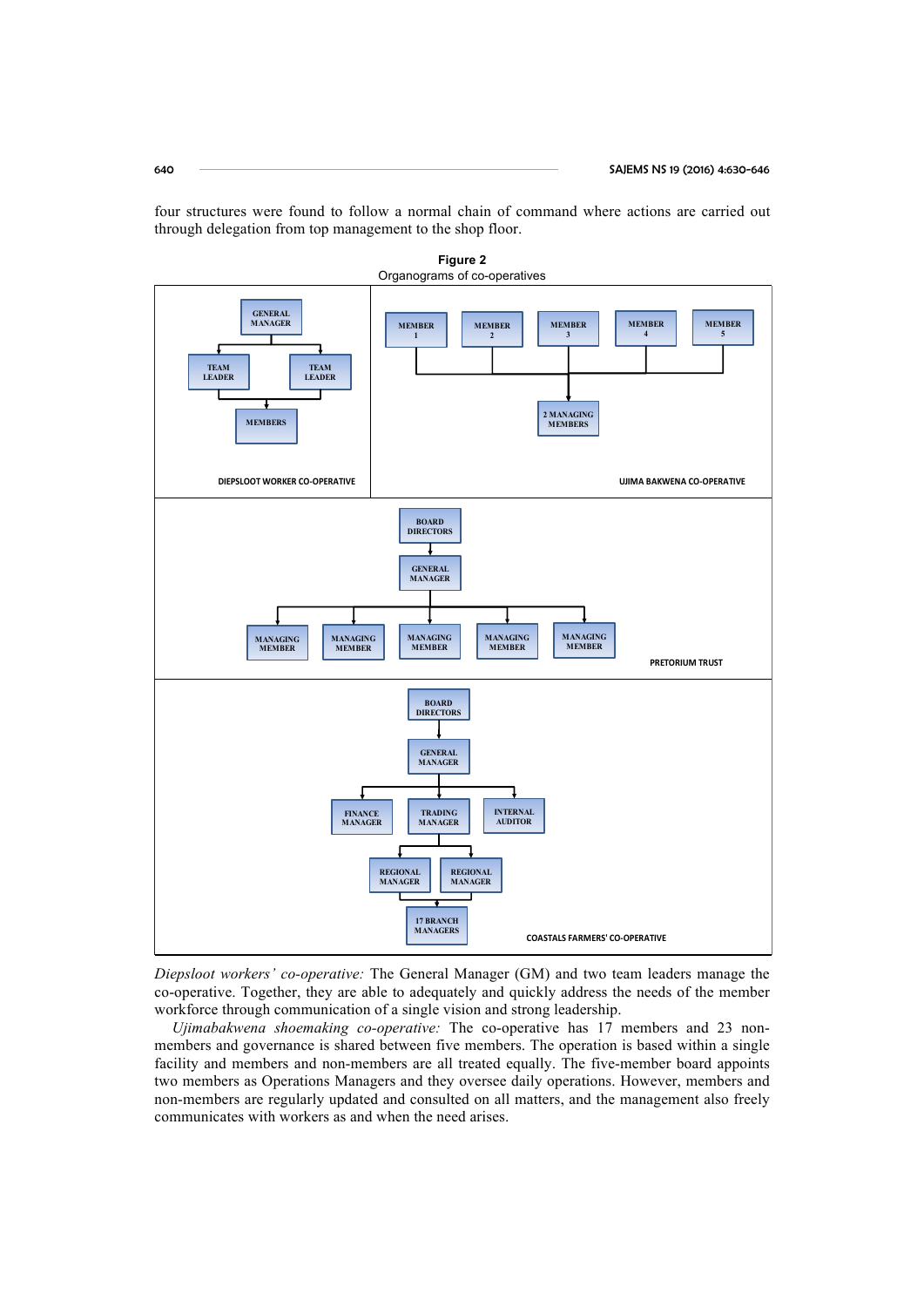four structures were found to follow a normal chain of command where actions are carried out through delegation from top management to the shop floor.

**Figure 2**
Organograms of co-operatives

*Diepsloot workers' co-operative:* The General Manager (GM) and two team leaders manage the co-operative. Together, they are able to adequately and quickly address the needs of the member workforce through communication of a single vision and strong leadership.

*Ujimabakwena shoemaking co-operative:* The co-operative has 17 members and 23 non-members and governance is shared between five members. The operation is based within a single facility and members and non-members are all treated equally. The five-member board appoints two members as Operations Managers and they oversee daily operations. However, members and non-members are regularly updated and consulted on all matters, and the management also freely communicates with workers as and when the need arises.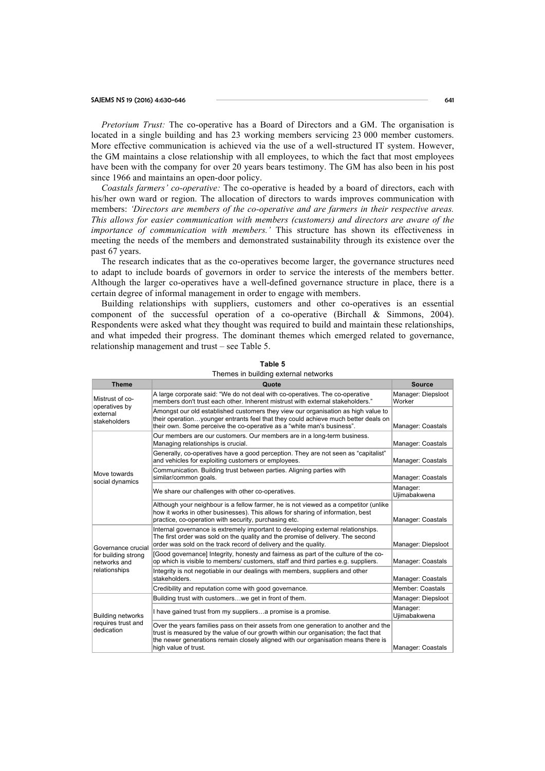*Pretorium Trust:* The co-operative has a Board of Directors and a GM. The organisation is located in a single building and has 23 working members servicing 23 000 member customers. More effective communication is achieved via the use of a well-structured IT system. However, the GM maintains a close relationship with all employees, to which the fact that most employees have been with the company for over 20 years bears testimony. The GM has also been in his post since 1966 and maintains an open-door policy.

*Coastals farmers' co-operative:* The co-operative is headed by a board of directors, each with his/her own ward or region. The allocation of directors to wards improves communication with members: *'Directors are members of the co-operative and are farmers in their respective areas. This allows for easier communication with members (customers) and directors are aware of the importance of communication with members.'* This structure has shown its effectiveness in meeting the needs of the members and demonstrated sustainability through its existence over the past 67 years.

The research indicates that as the co-operatives become larger, the governance structures need to adapt to include boards of governors in order to service the interests of the members better. Although the larger co-operatives have a well-defined governance structure in place, there is a certain degree of informal management in order to engage with members.

Building relationships with suppliers, customers and other co-operatives is an essential component of the successful operation of a co-operative (Birchall & Simmons, 2004). Respondents were asked what they thought was required to build and maintain these relationships, and what impeded their progress. The dominant themes which emerged related to governance, relationship management and trust – see Table 5.

**Table 5**

Themes in building external networks

| Theme | Quote | Source |
|---|---|---|
| Mistrust of co-operatives by external stakeholders | A large corporate said: "We do not deal with co-operatives. The co-operative members don't trust each other. Inherent mistrust with external stakeholders." | Manager: Diepsloot Worker |
| | Amongst our old established customers they view our organisation as high value to their operation…younger entrants feel that they could achieve much better deals on their own. Some perceive the co-operative as a "white man's business". | Manager: Coastals |
| Move towards social dynamics | Our members are our customers. Our members are in a long-term business. Managing relationships is crucial. | Manager: Coastals |
| | Generally, co-operatives have a good perception. They are not seen as "capitalist" and vehicles for exploiting customers or employees. | Manager: Coastals |
| | Communication. Building trust between parties. Aligning parties with similar/common goals. | Manager: Coastals |
| | We share our challenges with other co-operatives. | Manager: Ujimabakwena |
| | Although your neighbour is a fellow farmer, he is not viewed as a competitor (unlike how it works in other businesses). This allows for sharing of information, best practice, co-operation with security, purchasing etc. | Manager: Coastals |
| Governance crucial for building strong networks and relationships | Internal governance is extremely important to developing external relationships. The first order was sold on the quality and the promise of delivery. The second order was sold on the track record of delivery and the quality. | Manager: Diepsloot |
| | [Good governance] Integrity, honesty and fairness as part of the culture of the co-op which is visible to members/ customers, staff and third parties e.g. suppliers. | Manager: Coastals |
| | Integrity is not negotiable in our dealings with members, suppliers and other stakeholders. | Manager: Coastals |
| | Credibility and reputation come with good governance. | Member: Coastals |
| Building networks requires trust and dedication | Building trust with customers…we get in front of them. | Manager: Diepsloot |
| | I have gained trust from my suppliers…a promise is a promise. | Manager: Ujimabakwena |
| | Over the years families pass on their assets from one generation to another and the trust is measured by the value of our growth within our organisation; the fact that the newer generations remain closely aligned with our organisation means there is high value of trust. | Manager: Coastals |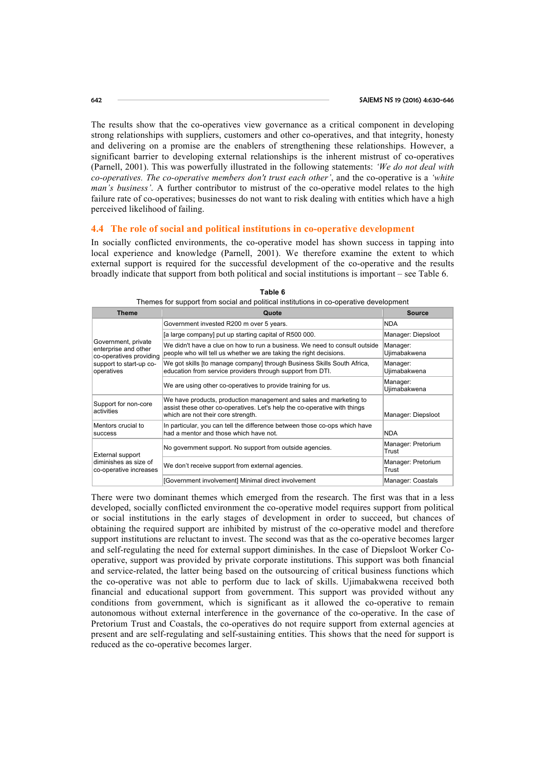The results show that the co-operatives view governance as a critical component in developing strong relationships with suppliers, customers and other co-operatives, and that integrity, honesty and delivering on a promise are the enablers of strengthening these relationships. However, a significant barrier to developing external relationships is the inherent mistrust of co-operatives (Parnell, 2001). This was powerfully illustrated in the following statements: *'We do not deal with co-operatives. The co-operative members don't trust each other'*, and the co-operative is a *'white man's business'*. A further contributor to mistrust of the co-operative model relates to the high failure rate of co-operatives; businesses do not want to risk dealing with entities which have a high perceived likelihood of failing.

## 4.4 The role of social and political institutions in co-operative development

In socially conflicted environments, the co-operative model has shown success in tapping into local experience and knowledge (Parnell, 2001). We therefore examine the extent to which external support is required for the successful development of the co-operative and the results broadly indicate that support from both political and social institutions is important – see Table 6.

**Table 6**

Themes for support from social and political institutions in co-operative development

| Theme | Quote | Source |
|---|---|---|
| Government, private enterprise and other co-operatives providing support to start-up co-operatives | Government invested R200 m over 5 years. | NDA |
| | [a large company] put up starting capital of R500 000. | Manager: Diepsloot |
| | We didn't have a clue on how to run a business. We need to consult outside people who will tell us whether we are taking the right decisions. | Manager: Ujimabakwena |
| | We got skills [to manage company] through Business Skills South Africa, education from service providers through support from DTI. | Manager: Ujimabakwena |
| | We are using other co-operatives to provide training for us. | Manager: Ujimabakwena |
| Support for non-core activities | We have products, production management and sales and marketing to assist these other co-operatives. Let's help the co-operative with things which are not their core strength. | Manager: Diepsloot |
| Mentors crucial to success | In particular, you can tell the difference between those co-ops which have had a mentor and those which have not. | NDA |
| External support diminishes as size of co-operative increases | No government support. No support from outside agencies. | Manager: Pretorium Trust |
| | We don't receive support from external agencies. | Manager: Pretorium Trust |
| | [Government involvement] Minimal direct involvement | Manager: Coastals |

There were two dominant themes which emerged from the research. The first was that in a less developed, socially conflicted environment the co-operative model requires support from political or social institutions in the early stages of development in order to succeed, but chances of obtaining the required support are inhibited by mistrust of the co-operative model and therefore support institutions are reluctant to invest. The second was that as the co-operative becomes larger and self-regulating the need for external support diminishes. In the case of Diepsloot Worker Co-operative, support was provided by private corporate institutions. This support was both financial and service-related, the latter being based on the outsourcing of critical business functions which the co-operative was not able to perform due to lack of skills. Ujimabakwena received both financial and educational support from government. This support was provided without any conditions from government, which is significant as it allowed the co-operative to remain autonomous without external interference in the governance of the co-operative. In the case of Pretorium Trust and Coastals, the co-operatives do not require support from external agencies at present and are self-regulating and self-sustaining entities. This shows that the need for support is reduced as the co-operative becomes larger.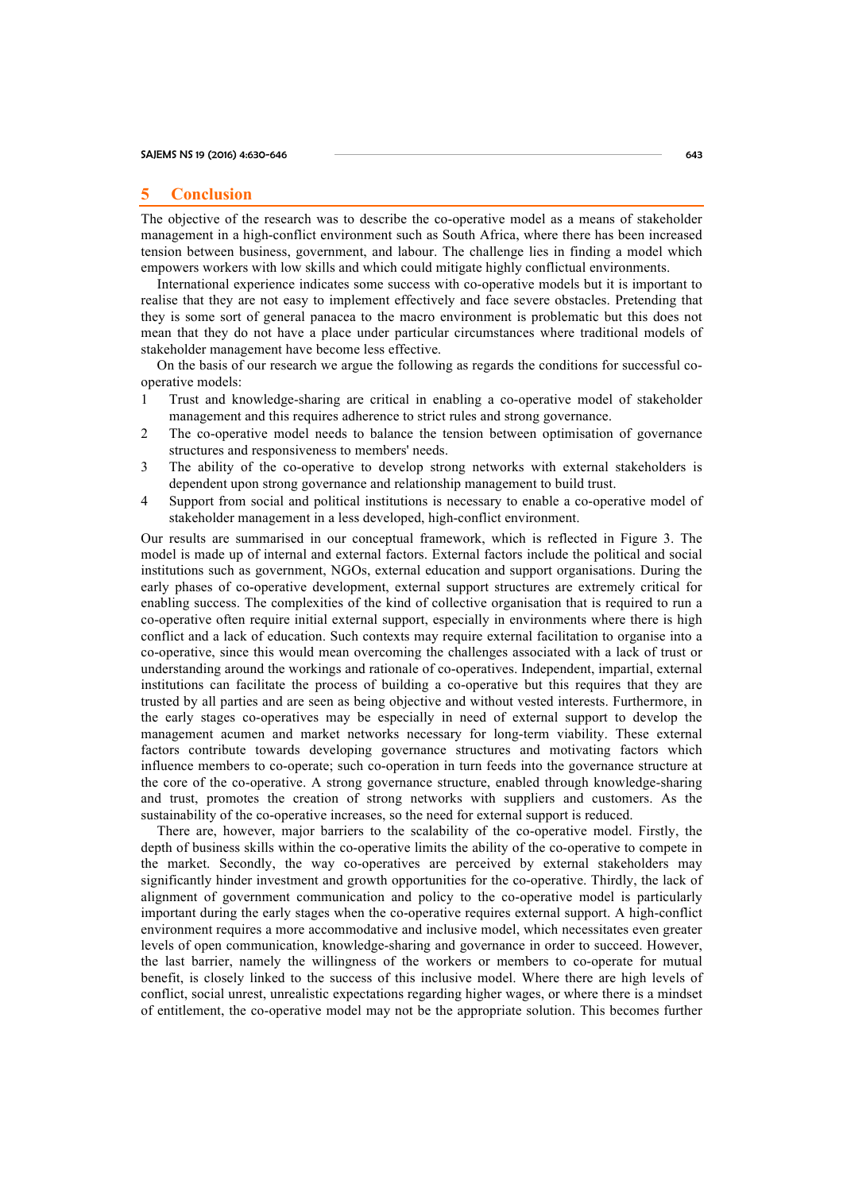## 5 Conclusion

The objective of the research was to describe the co-operative model as a means of stakeholder management in a high-conflict environment such as South Africa, where there has been increased tension between business, government, and labour. The challenge lies in finding a model which empowers workers with low skills and which could mitigate highly conflictual environments.

International experience indicates some success with co-operative models but it is important to realise that they are not easy to implement effectively and face severe obstacles. Pretending that they is some sort of general panacea to the macro environment is problematic but this does not mean that they do not have a place under particular circumstances where traditional models of stakeholder management have become less effective.

On the basis of our research we argue the following as regards the conditions for successful co-operative models:

1. Trust and knowledge-sharing are critical in enabling a co-operative model of stakeholder management and this requires adherence to strict rules and strong governance.
2. The co-operative model needs to balance the tension between optimisation of governance structures and responsiveness to members' needs.
3. The ability of the co-operative to develop strong networks with external stakeholders is dependent upon strong governance and relationship management to build trust.
4. Support from social and political institutions is necessary to enable a co-operative model of stakeholder management in a less developed, high-conflict environment.

Our results are summarised in our conceptual framework, which is reflected in Figure 3. The model is made up of internal and external factors. External factors include the political and social institutions such as government, NGOs, external education and support organisations. During the early phases of co-operative development, external support structures are extremely critical for enabling success. The complexities of the kind of collective organisation that is required to run a co-operative often require initial external support, especially in environments where there is high conflict and a lack of education. Such contexts may require external facilitation to organise into a co-operative, since this would mean overcoming the challenges associated with a lack of trust or understanding around the workings and rationale of co-operatives. Independent, impartial, external institutions can facilitate the process of building a co-operative but this requires that they are trusted by all parties and are seen as being objective and without vested interests. Furthermore, in the early stages co-operatives may be especially in need of external support to develop the management acumen and market networks necessary for long-term viability. These external factors contribute towards developing governance structures and motivating factors which influence members to co-operate; such co-operation in turn feeds into the governance structure at the core of the co-operative. A strong governance structure, enabled through knowledge-sharing and trust, promotes the creation of strong networks with suppliers and customers. As the sustainability of the co-operative increases, so the need for external support is reduced.

There are, however, major barriers to the scalability of the co-operative model. Firstly, the depth of business skills within the co-operative limits the ability of the co-operative to compete in the market. Secondly, the way co-operatives are perceived by external stakeholders may significantly hinder investment and growth opportunities for the co-operative. Thirdly, the lack of alignment of government communication and policy to the co-operative model is particularly important during the early stages when the co-operative requires external support. A high-conflict environment requires a more accommodative and inclusive model, which necessitates even greater levels of open communication, knowledge-sharing and governance in order to succeed. However, the last barrier, namely the willingness of the workers or members to co-operate for mutual benefit, is closely linked to the success of this inclusive model. Where there are high levels of conflict, social unrest, unrealistic expectations regarding higher wages, or where there is a mindset of entitlement, the co-operative model may not be the appropriate solution. This becomes further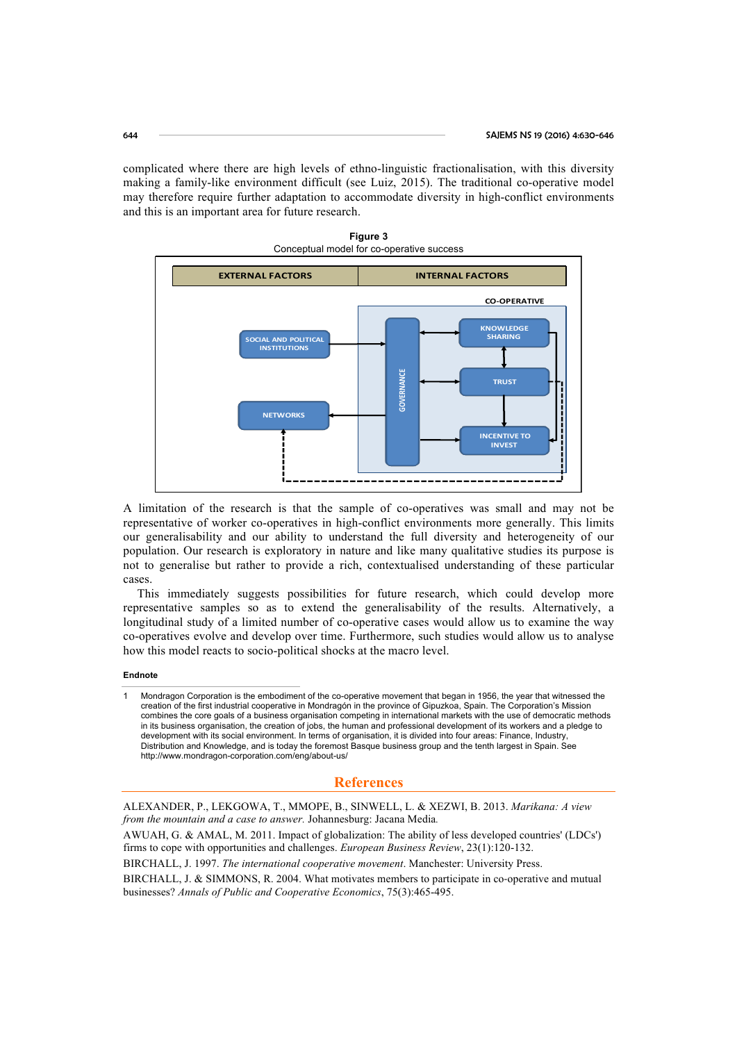complicated where there are high levels of ethno-linguistic fractionalisation, with this diversity making a family-like environment difficult (see Luiz, 2015). The traditional co-operative model may therefore require further adaptation to accommodate diversity in high-conflict environments and this is an important area for future research.

**Figure 3**
Conceptual model for co-operative success

EXTERNAL FACTORS
INTERNAL FACTORS
CO-OPERATIVE
SOCIAL AND POLITICAL INSTITUTIONS
NETWORKS
GOVERNANCE
KNOWLEDGE SHARING
TRUST
INCENTIVE TO INVEST

A limitation of the research is that the sample of co-operatives was small and may not be representative of worker co-operatives in high-conflict environments more generally. This limits our generalisability and our ability to understand the full diversity and heterogeneity of our population. Our research is exploratory in nature and like many qualitative studies its purpose is not to generalise but rather to provide a rich, contextualised understanding of these particular cases.

This immediately suggests possibilities for future research, which could develop more representative samples so as to extend the generalisability of the results. Alternatively, a longitudinal study of a limited number of co-operative cases would allow us to examine the way co-operatives evolve and develop over time. Furthermore, such studies would allow us to analyse how this model reacts to socio-political shocks at the macro level.

#### Endnote

1 Mondragon Corporation is the embodiment of the co-operative movement that began in 1956, the year that witnessed the creation of the first industrial cooperative in Mondragón in the province of Gipuzkoa, Spain. The Corporation's Mission combines the core goals of a business organisation competing in international markets with the use of democratic methods in its business organisation, the creation of jobs, the human and professional development of its workers and a pledge to development with its social environment. In terms of organisation, it is divided into four areas: Finance, Industry, Distribution and Knowledge, and is today the foremost Basque business group and the tenth largest in Spain. See http://www.mondragon-corporation.com/eng/about-us/

## References

ALEXANDER, P., LEKGOWA, T., MMOPE, B., SINWELL, L. & XEZWI, B. 2013. *Marikana: A view from the mountain and a case to answer.* Johannesburg: Jacana Media.

AWUAH, G. & AMAL, M. 2011. Impact of globalization: The ability of less developed countries' (LDCs') firms to cope with opportunities and challenges. *European Business Review*, 23(1):120-132.

BIRCHALL, J. 1997. *The international cooperative movement*. Manchester: University Press.

BIRCHALL, J. & SIMMONS, R. 2004. What motivates members to participate in co-operative and mutual businesses? *Annals of Public and Cooperative Economics*, 75(3):465-495.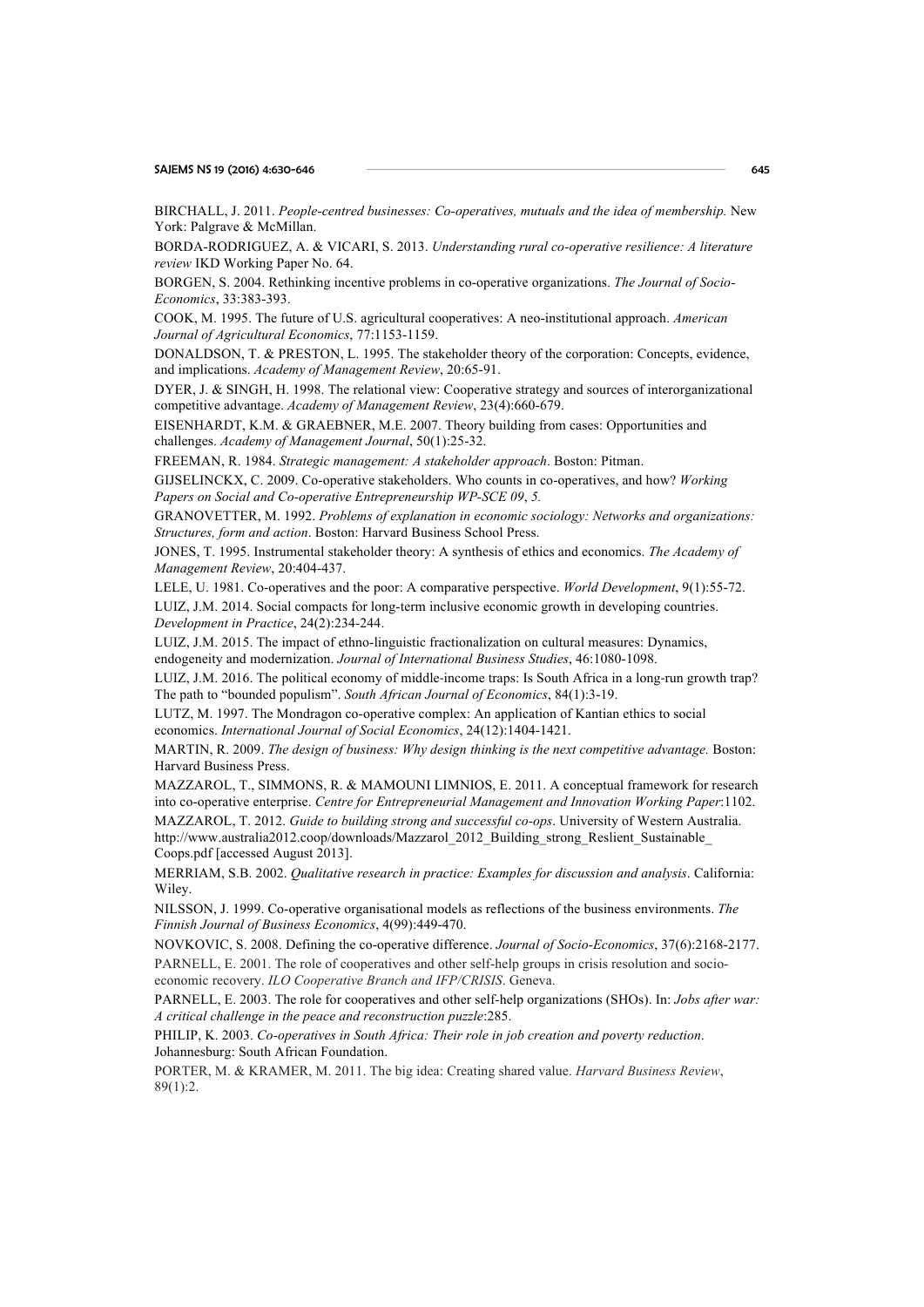BIRCHALL, J. 2011. *People-centred businesses: Co-operatives, mutuals and the idea of membership.* New York: Palgrave & McMillan.

BORDA-RODRIGUEZ, A. & VICARI, S. 2013. *Understanding rural co-operative resilience: A literature review* IKD Working Paper No. 64.

BORGEN, S. 2004. Rethinking incentive problems in co-operative organizations. *The Journal of Socio-Economics*, 33:383-393.

COOK, M. 1995. The future of U.S. agricultural cooperatives: A neo-institutional approach. *American Journal of Agricultural Economics*, 77:1153-1159.

DONALDSON, T. & PRESTON, L. 1995. The stakeholder theory of the corporation: Concepts, evidence, and implications. *Academy of Management Review*, 20:65-91.

DYER, J. & SINGH, H. 1998. The relational view: Cooperative strategy and sources of interorganizational competitive advantage. *Academy of Management Review*, 23(4):660-679.

EISENHARDT, K.M. & GRAEBNER, M.E. 2007. Theory building from cases: Opportunities and challenges. *Academy of Management Journal*, 50(1):25-32.

FREEMAN, R. 1984. *Strategic management: A stakeholder approach*. Boston: Pitman.

GIJSELINCKX, C. 2009. Co-operative stakeholders. Who counts in co-operatives, and how? *Working Papers on Social and Co-operative Entrepreneurship WP-SCE 09*, *5.*

GRANOVETTER, M. 1992. *Problems of explanation in economic sociology: Networks and organizations: Structures, form and action*. Boston: Harvard Business School Press.

JONES, T. 1995. Instrumental stakeholder theory: A synthesis of ethics and economics. *The Academy of Management Review*, 20:404-437.

LELE, U. 1981. Co-operatives and the poor: A comparative perspective. *World Development*, 9(1):55-72.

LUIZ, J.M. 2014. Social compacts for long-term inclusive economic growth in developing countries. *Development in Practice*, 24(2):234-244.

LUIZ, J.M. 2015. The impact of ethno-linguistic fractionalization on cultural measures: Dynamics, endogeneity and modernization. *Journal of International Business Studies*, 46:1080-1098.

LUIZ, J.M. 2016. The political economy of middle-income traps: Is South Africa in a long-run growth trap? The path to "bounded populism". *South African Journal of Economics*, 84(1):3-19.

LUTZ, M. 1997. The Mondragon co-operative complex: An application of Kantian ethics to social economics. *International Journal of Social Economics*, 24(12):1404-1421.

MARTIN, R. 2009. *The design of business: Why design thinking is the next competitive advantage.* Boston: Harvard Business Press.

MAZZAROL, T., SIMMONS, R. & MAMOUNI LIMNIOS, E. 2011. A conceptual framework for research into co-operative enterprise. *Centre for Entrepreneurial Management and Innovation Working Paper*:1102.

MAZZAROL, T. 2012. *Guide to building strong and successful co-ops*. University of Western Australia. http://www.australia2012.coop/downloads/Mazzarol_2012_Building_strong_Reslient_Sustainable_Coops.pdf [accessed August 2013].

MERRIAM, S.B. 2002. *Qualitative research in practice: Examples for discussion and analysis*. California: Wiley.

NILSSON, J. 1999. Co-operative organisational models as reflections of the business environments. *The Finnish Journal of Business Economics*, 4(99):449-470.

NOVKOVIC, S. 2008. Defining the co-operative difference. *Journal of Socio-Economics*, 37(6):2168-2177.

PARNELL, E. 2001. The role of cooperatives and other self-help groups in crisis resolution and socio-economic recovery. *ILO Cooperative Branch and IFP/CRISIS*. Geneva.

PARNELL, E. 2003. The role for cooperatives and other self-help organizations (SHOs). In: *Jobs after war: A critical challenge in the peace and reconstruction puzzle*:285.

PHILIP, K. 2003. *Co-operatives in South Africa: Their role in job creation and poverty reduction*. Johannesburg: South African Foundation.

PORTER, M. & KRAMER, M. 2011. The big idea: Creating shared value. *Harvard Business Review*, 89(1):2.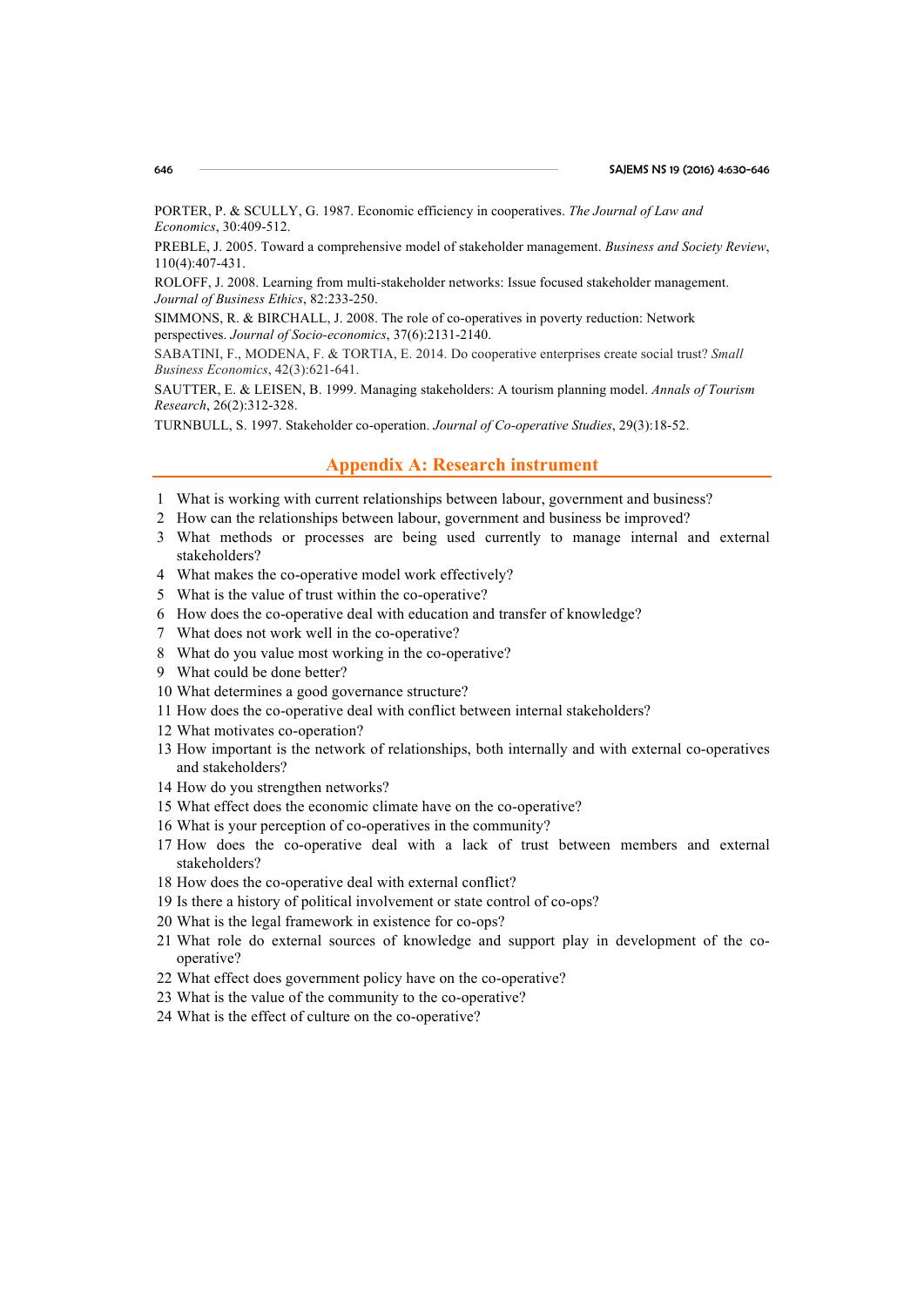PORTER, P. & SCULLY, G. 1987. Economic efficiency in cooperatives. *The Journal of Law and Economics*, 30:409-512.

PREBLE, J. 2005. Toward a comprehensive model of stakeholder management. *Business and Society Review*, 110(4):407-431.

ROLOFF, J. 2008. Learning from multi-stakeholder networks: Issue focused stakeholder management. *Journal of Business Ethics*, 82:233-250.

SIMMONS, R. & BIRCHALL, J. 2008. The role of co-operatives in poverty reduction: Network perspectives. *Journal of Socio-economics*, 37(6):2131-2140.

SABATINI, F., MODENA, F. & TORTIA, E. 2014. Do cooperative enterprises create social trust? *Small Business Economics*, 42(3):621-641.

SAUTTER, E. & LEISEN, B. 1999. Managing stakeholders: A tourism planning model. *Annals of Tourism Research*, 26(2):312-328.

TURNBULL, S. 1997. Stakeholder co-operation. *Journal of Co-operative Studies*, 29(3):18-52.

## Appendix A: Research instrument

1. What is working with current relationships between labour, government and business?
2. How can the relationships between labour, government and business be improved?
3. What methods or processes are being used currently to manage internal and external stakeholders?
4. What makes the co-operative model work effectively?
5. What is the value of trust within the co-operative?
6. How does the co-operative deal with education and transfer of knowledge?
7. What does not work well in the co-operative?
8. What do you value most working in the co-operative?
9. What could be done better?
10. What determines a good governance structure?
11. How does the co-operative deal with conflict between internal stakeholders?
12. What motivates co-operation?
13. How important is the network of relationships, both internally and with external co-operatives and stakeholders?
14. How do you strengthen networks?
15. What effect does the economic climate have on the co-operative?
16. What is your perception of co-operatives in the community?
17. How does the co-operative deal with a lack of trust between members and external stakeholders?
18. How does the co-operative deal with external conflict?
19. Is there a history of political involvement or state control of co-ops?
20. What is the legal framework in existence for co-ops?
21. What role do external sources of knowledge and support play in development of the co-operative?
22. What effect does government policy have on the co-operative?
23. What is the value of the community to the co-operative?
24. What is the effect of culture on the co-operative?